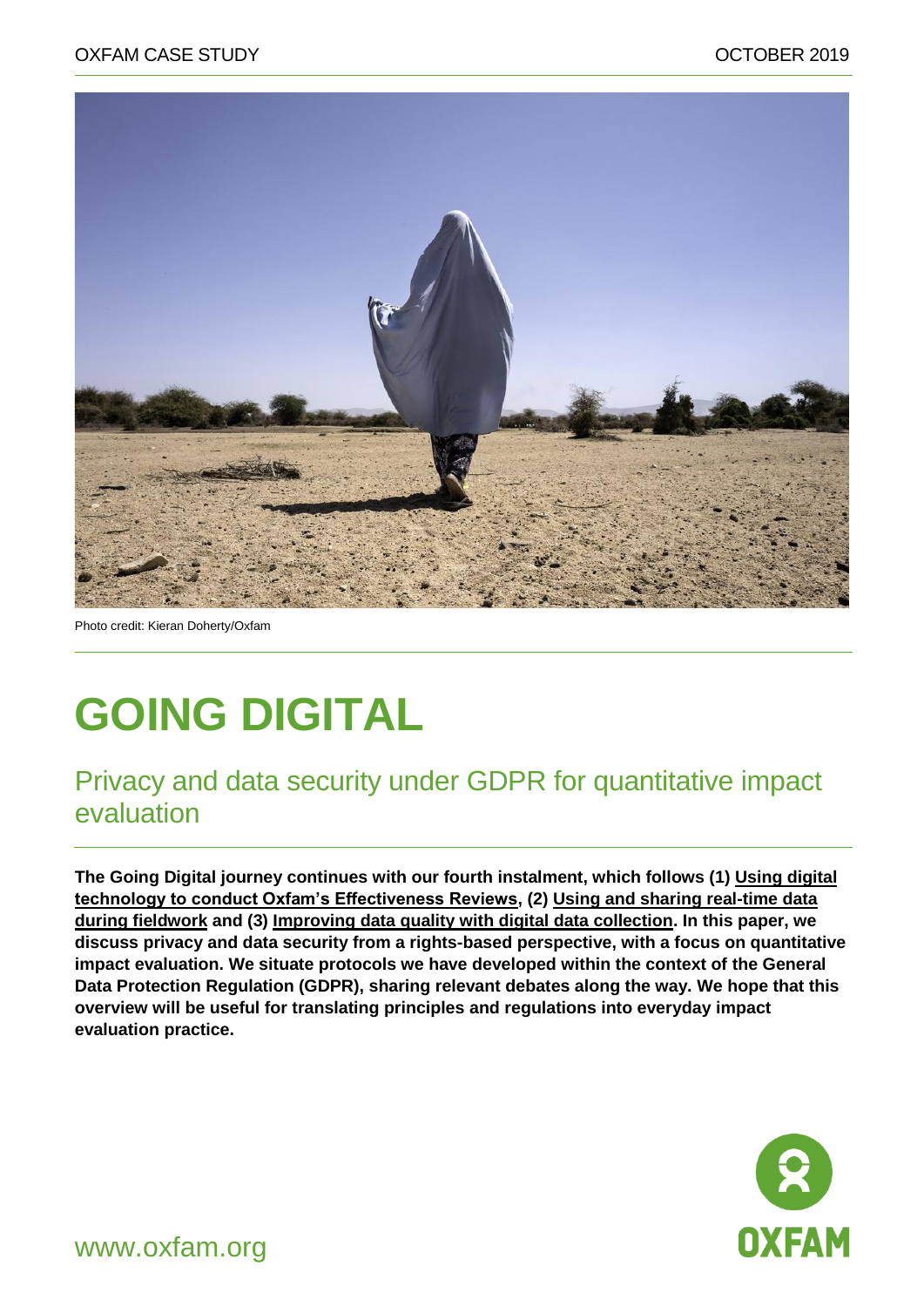OXFAM CASE STUDY OCTOBER 2019

Photo credit: Kieran Doherty/Oxfam

# GOING DIGITAL

## Privacy and data security under GDPR for quantitative impact evaluation

**The Going Digital journey continues with our fourth instalment, which follows (1) Using digital technology to conduct Oxfam's Effectiveness Reviews, (2) Using and sharing real-time data during fieldwork and (3) Improving data quality with digital data collection. In this paper, we discuss privacy and data security from a rights-based perspective, with a focus on quantitative impact evaluation. We situate protocols we have developed within the context of the General Data Protection Regulation (GDPR), sharing relevant debates along the way. We hope that this overview will be useful for translating principles and regulations into everyday impact evaluation practice.**

OXFAM

www.oxfam.org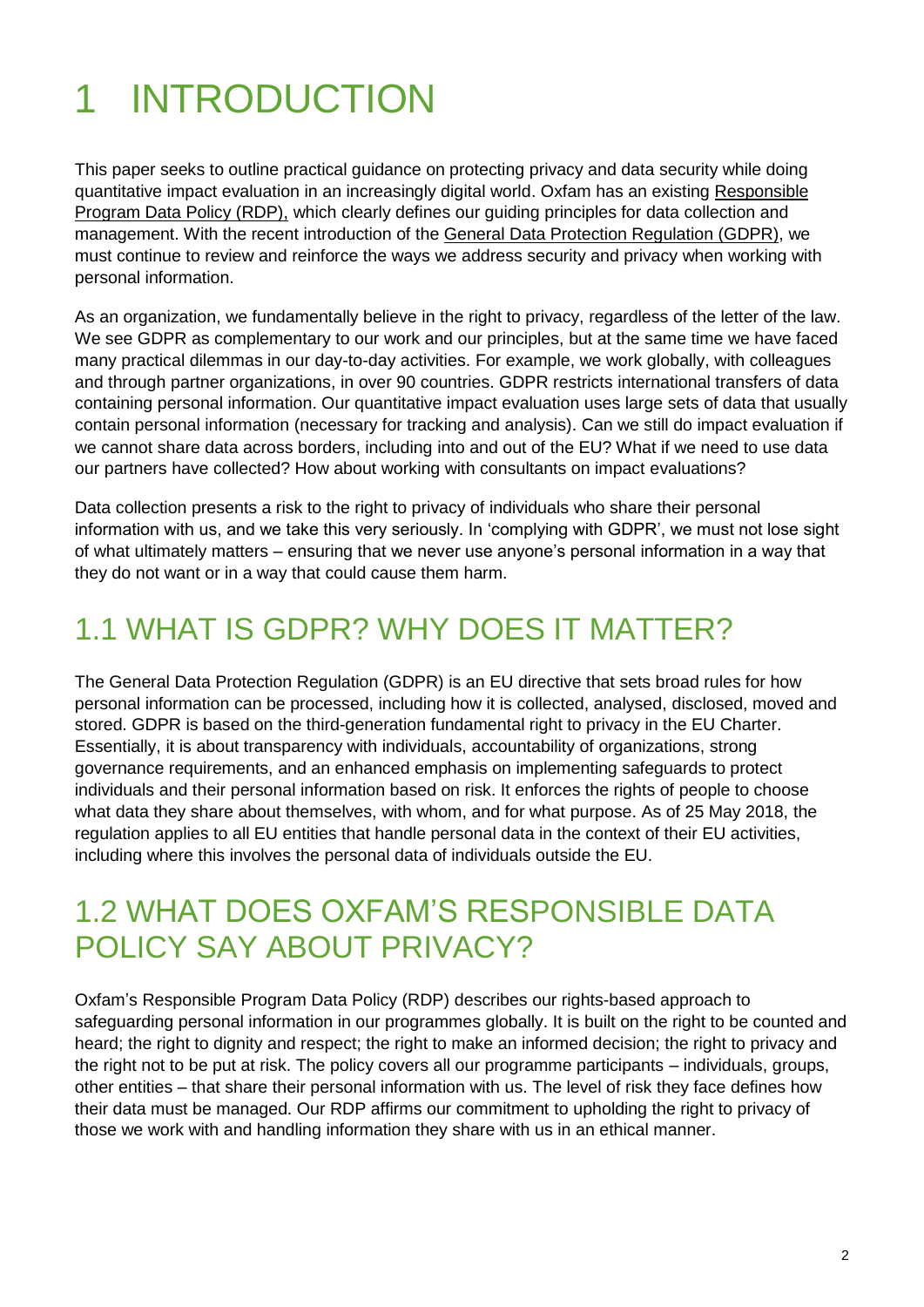# 1 INTRODUCTION

This paper seeks to outline practical guidance on protecting privacy and data security while doing quantitative impact evaluation in an increasingly digital world. Oxfam has an existing Responsible Program Data Policy (RDP), which clearly defines our guiding principles for data collection and management. With the recent introduction of the General Data Protection Regulation (GDPR), we must continue to review and reinforce the ways we address security and privacy when working with personal information.

As an organization, we fundamentally believe in the right to privacy, regardless of the letter of the law. We see GDPR as complementary to our work and our principles, but at the same time we have faced many practical dilemmas in our day-to-day activities. For example, we work globally, with colleagues and through partner organizations, in over 90 countries. GDPR restricts international transfers of data containing personal information. Our quantitative impact evaluation uses large sets of data that usually contain personal information (necessary for tracking and analysis). Can we still do impact evaluation if we cannot share data across borders, including into and out of the EU? What if we need to use data our partners have collected? How about working with consultants on impact evaluations?

Data collection presents a risk to the right to privacy of individuals who share their personal information with us, and we take this very seriously. In 'complying with GDPR', we must not lose sight of what ultimately matters – ensuring that we never use anyone's personal information in a way that they do not want or in a way that could cause them harm.

## 1.1 WHAT IS GDPR? WHY DOES IT MATTER?

The General Data Protection Regulation (GDPR) is an EU directive that sets broad rules for how personal information can be processed, including how it is collected, analysed, disclosed, moved and stored. GDPR is based on the third-generation fundamental right to privacy in the EU Charter. Essentially, it is about transparency with individuals, accountability of organizations, strong governance requirements, and an enhanced emphasis on implementing safeguards to protect individuals and their personal information based on risk. It enforces the rights of people to choose what data they share about themselves, with whom, and for what purpose. As of 25 May 2018, the regulation applies to all EU entities that handle personal data in the context of their EU activities, including where this involves the personal data of individuals outside the EU.

## 1.2 WHAT DOES OXFAM'S RESPONSIBLE DATA POLICY SAY ABOUT PRIVACY?

Oxfam's Responsible Program Data Policy (RDP) describes our rights-based approach to safeguarding personal information in our programmes globally. It is built on the right to be counted and heard; the right to dignity and respect; the right to make an informed decision; the right to privacy and the right not to be put at risk. The policy covers all our programme participants – individuals, groups, other entities – that share their personal information with us. The level of risk they face defines how their data must be managed. Our RDP affirms our commitment to upholding the right to privacy of those we work with and handling information they share with us in an ethical manner.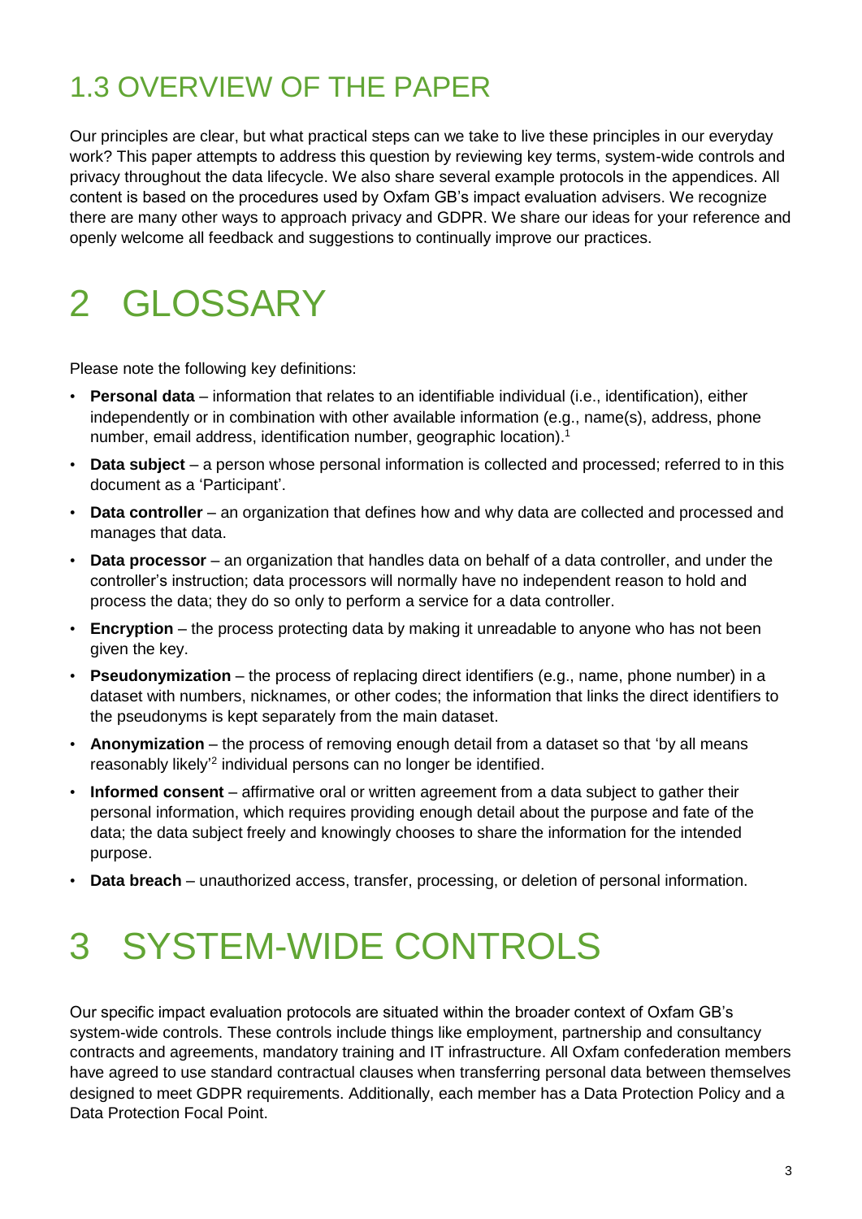## 1.3 OVERVIEW OF THE PAPER

Our principles are clear, but what practical steps can we take to live these principles in our everyday work? This paper attempts to address this question by reviewing key terms, system-wide controls and privacy throughout the data lifecycle. We also share several example protocols in the appendices. All content is based on the procedures used by Oxfam GB's impact evaluation advisers. We recognize there are many other ways to approach privacy and GDPR. We share our ideas for your reference and openly welcome all feedback and suggestions to continually improve our practices.

# 2 GLOSSARY

Please note the following key definitions:

- **Personal data** – information that relates to an identifiable individual (i.e., identification), either independently or in combination with other available information (e.g., name(s), address, phone number, email address, identification number, geographic location).[1]
- **Data subject** – a person whose personal information is collected and processed; referred to in this document as a 'Participant'.
- **Data controller** – an organization that defines how and why data are collected and processed and manages that data.
- **Data processor** – an organization that handles data on behalf of a data controller, and under the controller's instruction; data processors will normally have no independent reason to hold and process the data; they do so only to perform a service for a data controller.
- **Encryption** – the process protecting data by making it unreadable to anyone who has not been given the key.
- **Pseudonymization** – the process of replacing direct identifiers (e.g., name, phone number) in a dataset with numbers, nicknames, or other codes; the information that links the direct identifiers to the pseudonyms is kept separately from the main dataset.
- **Anonymization** – the process of removing enough detail from a dataset so that 'by all means reasonably likely'[2] individual persons can no longer be identified.
- **Informed consent** – affirmative oral or written agreement from a data subject to gather their personal information, which requires providing enough detail about the purpose and fate of the data; the data subject freely and knowingly chooses to share the information for the intended purpose.
- **Data breach** – unauthorized access, transfer, processing, or deletion of personal information.

# 3 SYSTEM-WIDE CONTROLS

Our specific impact evaluation protocols are situated within the broader context of Oxfam GB's system-wide controls. These controls include things like employment, partnership and consultancy contracts and agreements, mandatory training and IT infrastructure. All Oxfam confederation members have agreed to use standard contractual clauses when transferring personal data between themselves designed to meet GDPR requirements. Additionally, each member has a Data Protection Policy and a Data Protection Focal Point.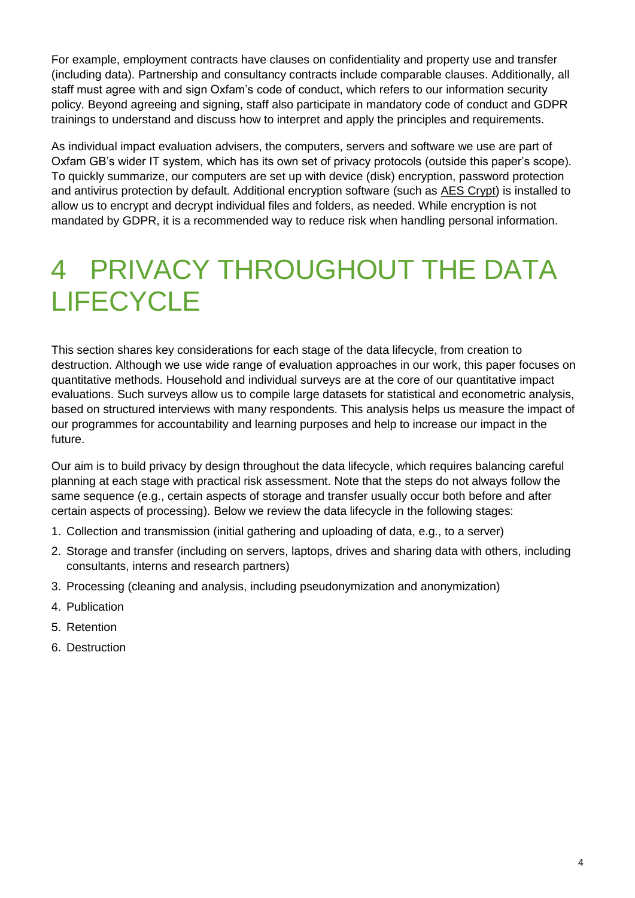For example, employment contracts have clauses on confidentiality and property use and transfer (including data). Partnership and consultancy contracts include comparable clauses. Additionally, all staff must agree with and sign Oxfam's code of conduct, which refers to our information security policy. Beyond agreeing and signing, staff also participate in mandatory code of conduct and GDPR trainings to understand and discuss how to interpret and apply the principles and requirements.

As individual impact evaluation advisers, the computers, servers and software we use are part of Oxfam GB's wider IT system, which has its own set of privacy protocols (outside this paper's scope). To quickly summarize, our computers are set up with device (disk) encryption, password protection and antivirus protection by default. Additional encryption software (such as AES Crypt) is installed to allow us to encrypt and decrypt individual files and folders, as needed. While encryption is not mandated by GDPR, it is a recommended way to reduce risk when handling personal information.

# 4 PRIVACY THROUGHOUT THE DATA LIFECYCLE

This section shares key considerations for each stage of the data lifecycle, from creation to destruction. Although we use wide range of evaluation approaches in our work, this paper focuses on quantitative methods. Household and individual surveys are at the core of our quantitative impact evaluations. Such surveys allow us to compile large datasets for statistical and econometric analysis, based on structured interviews with many respondents. This analysis helps us measure the impact of our programmes for accountability and learning purposes and help to increase our impact in the future.

Our aim is to build privacy by design throughout the data lifecycle, which requires balancing careful planning at each stage with practical risk assessment. Note that the steps do not always follow the same sequence (e.g., certain aspects of storage and transfer usually occur both before and after certain aspects of processing). Below we review the data lifecycle in the following stages:

1. Collection and transmission (initial gathering and uploading of data, e.g., to a server)
2. Storage and transfer (including on servers, laptops, drives and sharing data with others, including consultants, interns and research partners)
3. Processing (cleaning and analysis, including pseudonymization and anonymization)
4. Publication
5. Retention
6. Destruction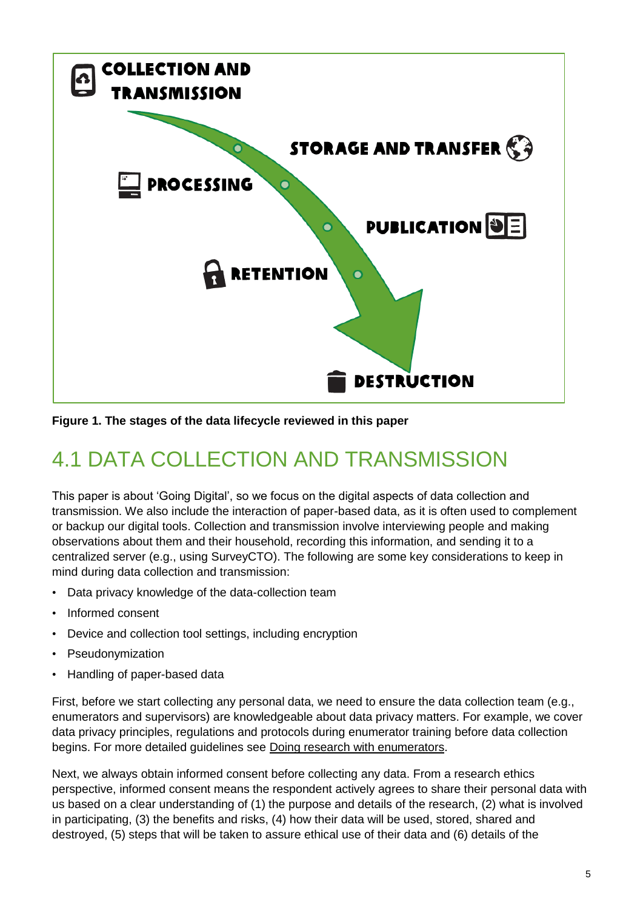COLLECTION AND TRANSMISSION

STORAGE AND TRANSFER

PROCESSING

PUBLICATION

RETENTION

DESTRUCTION

**Figure 1. The stages of the data lifecycle reviewed in this paper**

## 4.1 DATA COLLECTION AND TRANSMISSION

This paper is about 'Going Digital', so we focus on the digital aspects of data collection and transmission. We also include the interaction of paper-based data, as it is often used to complement or backup our digital tools. Collection and transmission involve interviewing people and making observations about them and their household, recording this information, and sending it to a centralized server (e.g., using SurveyCTO). The following are some key considerations to keep in mind during data collection and transmission:

- Data privacy knowledge of the data-collection team
- Informed consent
- Device and collection tool settings, including encryption
- Pseudonymization
- Handling of paper-based data

First, before we start collecting any personal data, we need to ensure the data collection team (e.g., enumerators and supervisors) are knowledgeable about data privacy matters. For example, we cover data privacy principles, regulations and protocols during enumerator training before data collection begins. For more detailed guidelines see Doing research with enumerators.

Next, we always obtain informed consent before collecting any data. From a research ethics perspective, informed consent means the respondent actively agrees to share their personal data with us based on a clear understanding of (1) the purpose and details of the research, (2) what is involved in participating, (3) the benefits and risks, (4) how their data will be used, stored, shared and destroyed, (5) steps that will be taken to assure ethical use of their data and (6) details of the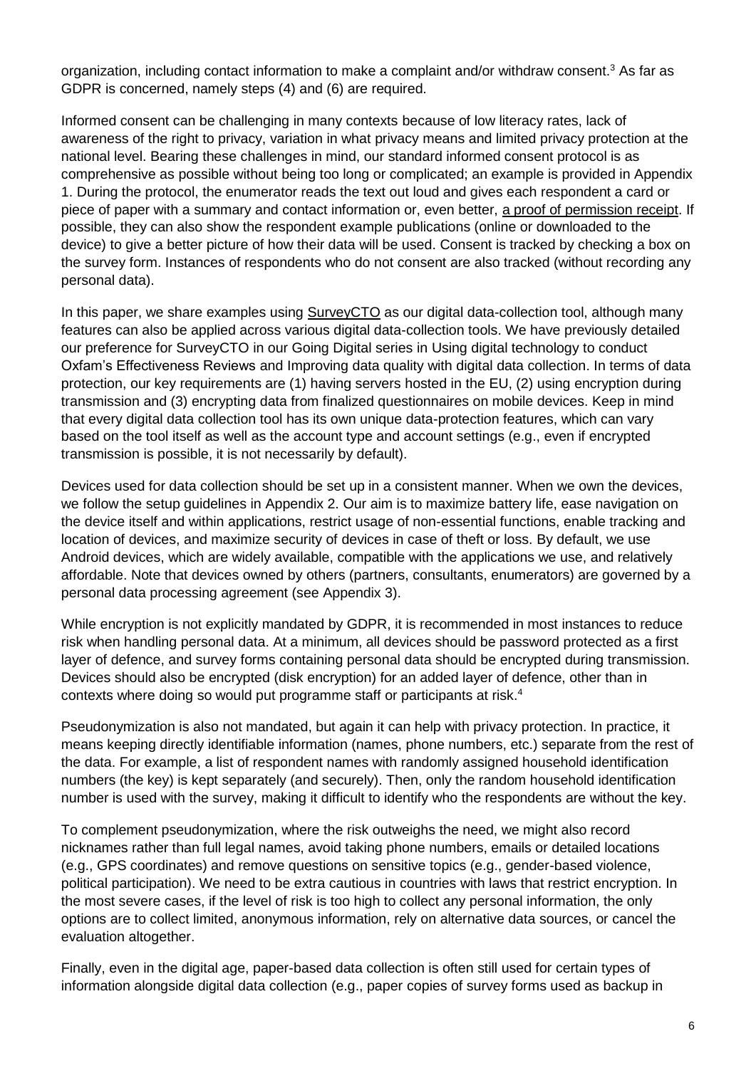organization, including contact information to make a complaint and/or withdraw consent.[3] As far as GDPR is concerned, namely steps (4) and (6) are required.

Informed consent can be challenging in many contexts because of low literacy rates, lack of awareness of the right to privacy, variation in what privacy means and limited privacy protection at the national level. Bearing these challenges in mind, our standard informed consent protocol is as comprehensive as possible without being too long or complicated; an example is provided in Appendix 1. During the protocol, the enumerator reads the text out loud and gives each respondent a card or piece of paper with a summary and contact information or, even better, a proof of permission receipt. If possible, they can also show the respondent example publications (online or downloaded to the device) to give a better picture of how their data will be used. Consent is tracked by checking a box on the survey form. Instances of respondents who do not consent are also tracked (without recording any personal data).

In this paper, we share examples using SurveyCTO as our digital data-collection tool, although many features can also be applied across various digital data-collection tools. We have previously detailed our preference for SurveyCTO in our Going Digital series in Using digital technology to conduct Oxfam's Effectiveness Reviews and Improving data quality with digital data collection. In terms of data protection, our key requirements are (1) having servers hosted in the EU, (2) using encryption during transmission and (3) encrypting data from finalized questionnaires on mobile devices. Keep in mind that every digital data collection tool has its own unique data-protection features, which can vary based on the tool itself as well as the account type and account settings (e.g., even if encrypted transmission is possible, it is not necessarily by default).

Devices used for data collection should be set up in a consistent manner. When we own the devices, we follow the setup guidelines in Appendix 2. Our aim is to maximize battery life, ease navigation on the device itself and within applications, restrict usage of non-essential functions, enable tracking and location of devices, and maximize security of devices in case of theft or loss. By default, we use Android devices, which are widely available, compatible with the applications we use, and relatively affordable. Note that devices owned by others (partners, consultants, enumerators) are governed by a personal data processing agreement (see Appendix 3).

While encryption is not explicitly mandated by GDPR, it is recommended in most instances to reduce risk when handling personal data. At a minimum, all devices should be password protected as a first layer of defence, and survey forms containing personal data should be encrypted during transmission. Devices should also be encrypted (disk encryption) for an added layer of defence, other than in contexts where doing so would put programme staff or participants at risk.[4]

Pseudonymization is also not mandated, but again it can help with privacy protection. In practice, it means keeping directly identifiable information (names, phone numbers, etc.) separate from the rest of the data. For example, a list of respondent names with randomly assigned household identification numbers (the key) is kept separately (and securely). Then, only the random household identification number is used with the survey, making it difficult to identify who the respondents are without the key.

To complement pseudonymization, where the risk outweighs the need, we might also record nicknames rather than full legal names, avoid taking phone numbers, emails or detailed locations (e.g., GPS coordinates) and remove questions on sensitive topics (e.g., gender-based violence, political participation). We need to be extra cautious in countries with laws that restrict encryption. In the most severe cases, if the level of risk is too high to collect any personal information, the only options are to collect limited, anonymous information, rely on alternative data sources, or cancel the evaluation altogether.

Finally, even in the digital age, paper-based data collection is often still used for certain types of information alongside digital data collection (e.g., paper copies of survey forms used as backup in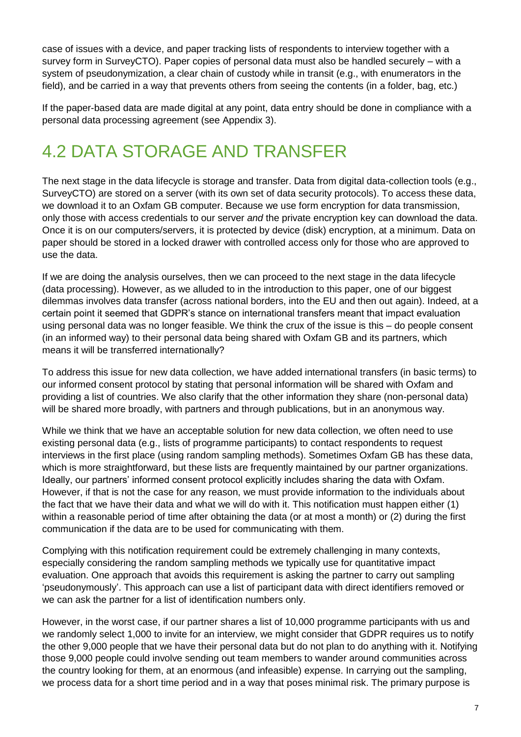case of issues with a device, and paper tracking lists of respondents to interview together with a survey form in SurveyCTO). Paper copies of personal data must also be handled securely – with a system of pseudonymization, a clear chain of custody while in transit (e.g., with enumerators in the field), and be carried in a way that prevents others from seeing the contents (in a folder, bag, etc.)

If the paper-based data are made digital at any point, data entry should be done in compliance with a personal data processing agreement (see Appendix 3).

## 4.2 DATA STORAGE AND TRANSFER

The next stage in the data lifecycle is storage and transfer. Data from digital data-collection tools (e.g., SurveyCTO) are stored on a server (with its own set of data security protocols). To access these data, we download it to an Oxfam GB computer. Because we use form encryption for data transmission, only those with access credentials to our server *and* the private encryption key can download the data. Once it is on our computers/servers, it is protected by device (disk) encryption, at a minimum. Data on paper should be stored in a locked drawer with controlled access only for those who are approved to use the data.

If we are doing the analysis ourselves, then we can proceed to the next stage in the data lifecycle (data processing). However, as we alluded to in the introduction to this paper, one of our biggest dilemmas involves data transfer (across national borders, into the EU and then out again). Indeed, at a certain point it seemed that GDPR's stance on international transfers meant that impact evaluation using personal data was no longer feasible. We think the crux of the issue is this – do people consent (in an informed way) to their personal data being shared with Oxfam GB and its partners, which means it will be transferred internationally?

To address this issue for new data collection, we have added international transfers (in basic terms) to our informed consent protocol by stating that personal information will be shared with Oxfam and providing a list of countries. We also clarify that the other information they share (non-personal data) will be shared more broadly, with partners and through publications, but in an anonymous way.

While we think that we have an acceptable solution for new data collection, we often need to use existing personal data (e.g., lists of programme participants) to contact respondents to request interviews in the first place (using random sampling methods). Sometimes Oxfam GB has these data, which is more straightforward, but these lists are frequently maintained by our partner organizations. Ideally, our partners' informed consent protocol explicitly includes sharing the data with Oxfam. However, if that is not the case for any reason, we must provide information to the individuals about the fact that we have their data and what we will do with it. This notification must happen either (1) within a reasonable period of time after obtaining the data (or at most a month) or (2) during the first communication if the data are to be used for communicating with them.

Complying with this notification requirement could be extremely challenging in many contexts, especially considering the random sampling methods we typically use for quantitative impact evaluation. One approach that avoids this requirement is asking the partner to carry out sampling 'pseudonymously'. This approach can use a list of participant data with direct identifiers removed or we can ask the partner for a list of identification numbers only.

However, in the worst case, if our partner shares a list of 10,000 programme participants with us and we randomly select 1,000 to invite for an interview, we might consider that GDPR requires us to notify the other 9,000 people that we have their personal data but do not plan to do anything with it. Notifying those 9,000 people could involve sending out team members to wander around communities across the country looking for them, at an enormous (and infeasible) expense. In carrying out the sampling, we process data for a short time period and in a way that poses minimal risk. The primary purpose is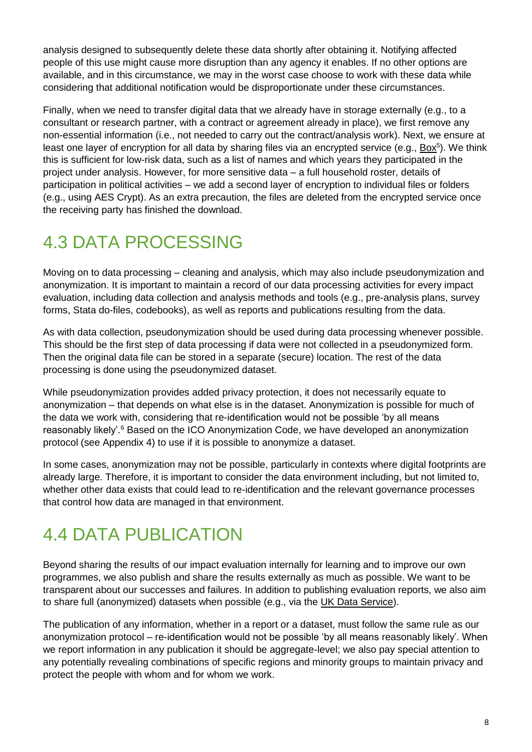analysis designed to subsequently delete these data shortly after obtaining it. Notifying affected people of this use might cause more disruption than any agency it enables. If no other options are available, and in this circumstance, we may in the worst case choose to work with these data while considering that additional notification would be disproportionate under these circumstances.

Finally, when we need to transfer digital data that we already have in storage externally (e.g., to a consultant or research partner, with a contract or agreement already in place), we first remove any non-essential information (i.e., not needed to carry out the contract/analysis work). Next, we ensure at least one layer of encryption for all data by sharing files via an encrypted service (e.g., Box[5]). We think this is sufficient for low-risk data, such as a list of names and which years they participated in the project under analysis. However, for more sensitive data – a full household roster, details of participation in political activities – we add a second layer of encryption to individual files or folders (e.g., using AES Crypt). As an extra precaution, the files are deleted from the encrypted service once the receiving party has finished the download.

## 4.3 DATA PROCESSING

Moving on to data processing – cleaning and analysis, which may also include pseudonymization and anonymization. It is important to maintain a record of our data processing activities for every impact evaluation, including data collection and analysis methods and tools (e.g., pre-analysis plans, survey forms, Stata do-files, codebooks), as well as reports and publications resulting from the data.

As with data collection, pseudonymization should be used during data processing whenever possible. This should be the first step of data processing if data were not collected in a pseudonymized form. Then the original data file can be stored in a separate (secure) location. The rest of the data processing is done using the pseudonymized dataset.

While pseudonymization provides added privacy protection, it does not necessarily equate to anonymization – that depends on what else is in the dataset. Anonymization is possible for much of the data we work with, considering that re-identification would not be possible 'by all means reasonably likely'.[6] Based on the ICO Anonymization Code, we have developed an anonymization protocol (see Appendix 4) to use if it is possible to anonymize a dataset.

In some cases, anonymization may not be possible, particularly in contexts where digital footprints are already large. Therefore, it is important to consider the data environment including, but not limited to, whether other data exists that could lead to re-identification and the relevant governance processes that control how data are managed in that environment.

## 4.4 DATA PUBLICATION

Beyond sharing the results of our impact evaluation internally for learning and to improve our own programmes, we also publish and share the results externally as much as possible. We want to be transparent about our successes and failures. In addition to publishing evaluation reports, we also aim to share full (anonymized) datasets when possible (e.g., via the UK Data Service).

The publication of any information, whether in a report or a dataset, must follow the same rule as our anonymization protocol – re-identification would not be possible 'by all means reasonably likely'. When we report information in any publication it should be aggregate-level; we also pay special attention to any potentially revealing combinations of specific regions and minority groups to maintain privacy and protect the people with whom and for whom we work.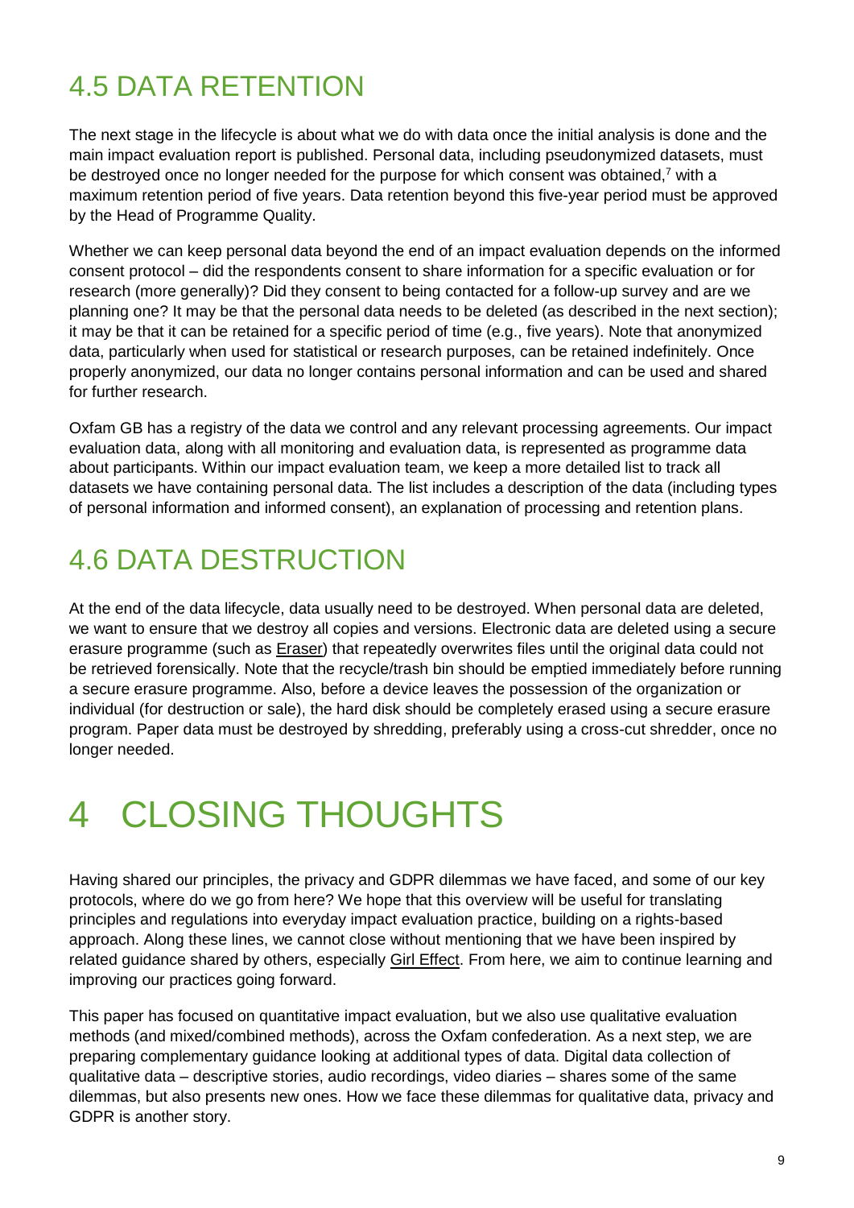## 4.5 DATA RETENTION

The next stage in the lifecycle is about what we do with data once the initial analysis is done and the main impact evaluation report is published. Personal data, including pseudonymized datasets, must be destroyed once no longer needed for the purpose for which consent was obtained,[7] with a maximum retention period of five years. Data retention beyond this five-year period must be approved by the Head of Programme Quality.

Whether we can keep personal data beyond the end of an impact evaluation depends on the informed consent protocol – did the respondents consent to share information for a specific evaluation or for research (more generally)? Did they consent to being contacted for a follow-up survey and are we planning one? It may be that the personal data needs to be deleted (as described in the next section); it may be that it can be retained for a specific period of time (e.g., five years). Note that anonymized data, particularly when used for statistical or research purposes, can be retained indefinitely. Once properly anonymized, our data no longer contains personal information and can be used and shared for further research.

Oxfam GB has a registry of the data we control and any relevant processing agreements. Our impact evaluation data, along with all monitoring and evaluation data, is represented as programme data about participants. Within our impact evaluation team, we keep a more detailed list to track all datasets we have containing personal data. The list includes a description of the data (including types of personal information and informed consent), an explanation of processing and retention plans.

## 4.6 DATA DESTRUCTION

At the end of the data lifecycle, data usually need to be destroyed. When personal data are deleted, we want to ensure that we destroy all copies and versions. Electronic data are deleted using a secure erasure programme (such as Eraser) that repeatedly overwrites files until the original data could not be retrieved forensically. Note that the recycle/trash bin should be emptied immediately before running a secure erasure programme. Also, before a device leaves the possession of the organization or individual (for destruction or sale), the hard disk should be completely erased using a secure erasure program. Paper data must be destroyed by shredding, preferably using a cross-cut shredder, once no longer needed.

# 4 CLOSING THOUGHTS

Having shared our principles, the privacy and GDPR dilemmas we have faced, and some of our key protocols, where do we go from here? We hope that this overview will be useful for translating principles and regulations into everyday impact evaluation practice, building on a rights-based approach. Along these lines, we cannot close without mentioning that we have been inspired by related guidance shared by others, especially Girl Effect. From here, we aim to continue learning and improving our practices going forward.

This paper has focused on quantitative impact evaluation, but we also use qualitative evaluation methods (and mixed/combined methods), across the Oxfam confederation. As a next step, we are preparing complementary guidance looking at additional types of data. Digital data collection of qualitative data – descriptive stories, audio recordings, video diaries – shares some of the same dilemmas, but also presents new ones. How we face these dilemmas for qualitative data, privacy and GDPR is another story.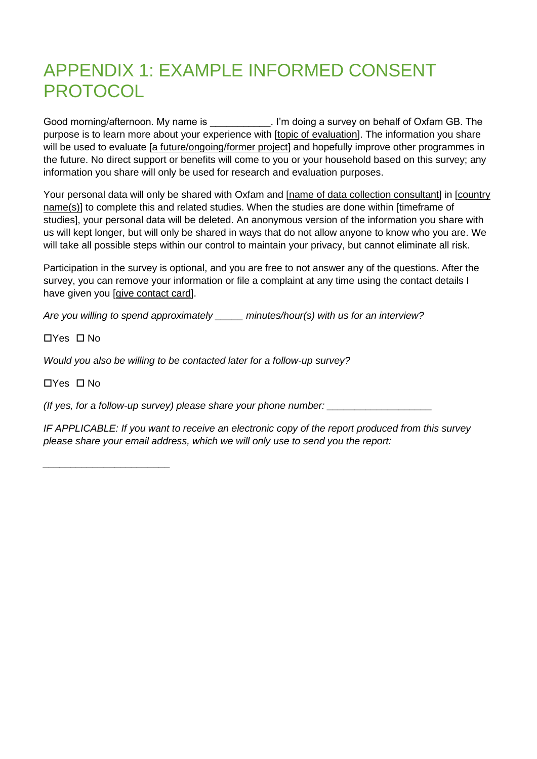# APPENDIX 1: EXAMPLE INFORMED CONSENT PROTOCOL

Good morning/afternoon. My name is ___________. I'm doing a survey on behalf of Oxfam GB. The purpose is to learn more about your experience with [topic of evaluation]. The information you share will be used to evaluate [a future/ongoing/former project] and hopefully improve other programmes in the future. No direct support or benefits will come to you or your household based on this survey; any information you share will only be used for research and evaluation purposes.

Your personal data will only be shared with Oxfam and [name of data collection consultant] in [country name(s)] to complete this and related studies. When the studies are done within [timeframe of studies], your personal data will be deleted. An anonymous version of the information you share with us will kept longer, but will only be shared in ways that do not allow anyone to know who you are. We will take all possible steps within our control to maintain your privacy, but cannot eliminate all risk.

Participation in the survey is optional, and you are free to not answer any of the questions. After the survey, you can remove your information or file a complaint at any time using the contact details I have given you [give contact card].

*Are you willing to spend approximately _____ minutes/hour(s) with us for an interview?*

☐Yes ☐ No

*Would you also be willing to be contacted later for a follow-up survey?*

☐Yes ☐ No

*(If yes, for a follow-up survey) please share your phone number: ___________________*

*IF APPLICABLE: If you want to receive an electronic copy of the report produced from this survey please share your email address, which we will only use to send you the report:*

*________________________*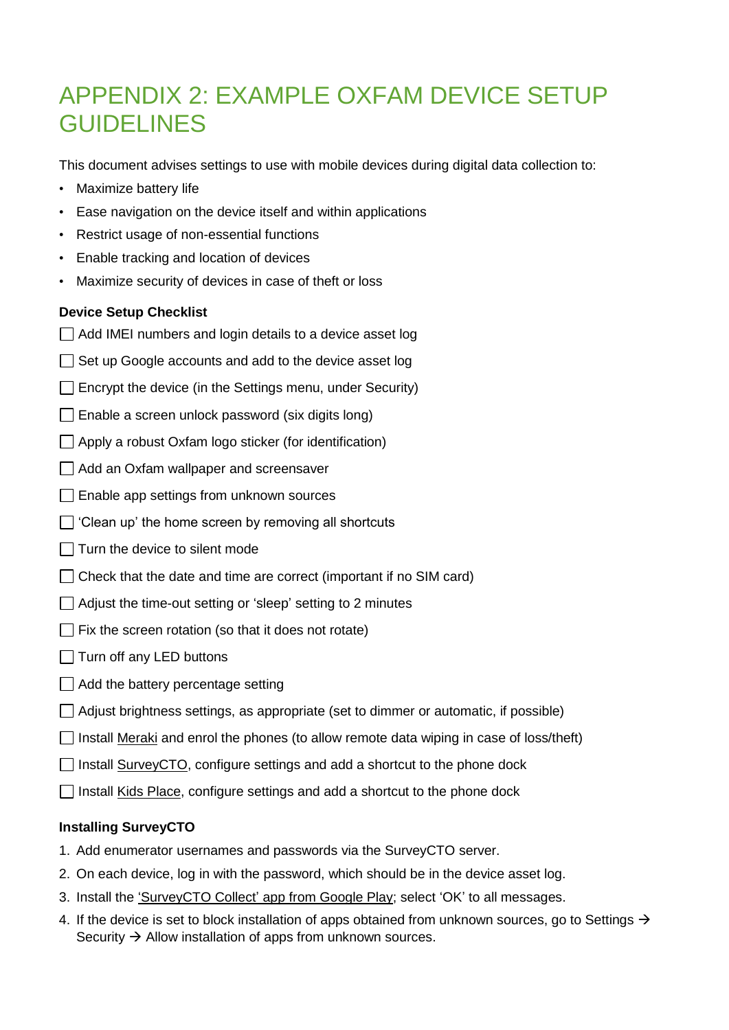# APPENDIX 2: EXAMPLE OXFAM DEVICE SETUP GUIDELINES

This document advises settings to use with mobile devices during digital data collection to:

- Maximize battery life
- Ease navigation on the device itself and within applications
- Restrict usage of non-essential functions
- Enable tracking and location of devices
- Maximize security of devices in case of theft or loss

**Device Setup Checklist**

- [ ] Add IMEI numbers and login details to a device asset log
- [ ] Set up Google accounts and add to the device asset log
- [ ] Encrypt the device (in the Settings menu, under Security)
- [ ] Enable a screen unlock password (six digits long)
- [ ] Apply a robust Oxfam logo sticker (for identification)
- [ ] Add an Oxfam wallpaper and screensaver
- [ ] Enable app settings from unknown sources
- [ ] 'Clean up' the home screen by removing all shortcuts
- [ ] Turn the device to silent mode
- [ ] Check that the date and time are correct (important if no SIM card)
- [ ] Adjust the time-out setting or 'sleep' setting to 2 minutes
- [ ] Fix the screen rotation (so that it does not rotate)
- [ ] Turn off any LED buttons
- [ ] Add the battery percentage setting
- [ ] Adjust brightness settings, as appropriate (set to dimmer or automatic, if possible)
- [ ] Install Meraki and enrol the phones (to allow remote data wiping in case of loss/theft)
- [ ] Install SurveyCTO, configure settings and add a shortcut to the phone dock
- [ ] Install Kids Place, configure settings and add a shortcut to the phone dock

**Installing SurveyCTO**

1. Add enumerator usernames and passwords via the SurveyCTO server.
2. On each device, log in with the password, which should be in the device asset log.
3. Install the 'SurveyCTO Collect' app from Google Play; select 'OK' to all messages.
4. If the device is set to block installation of apps obtained from unknown sources, go to Settings → Security → Allow installation of apps from unknown sources.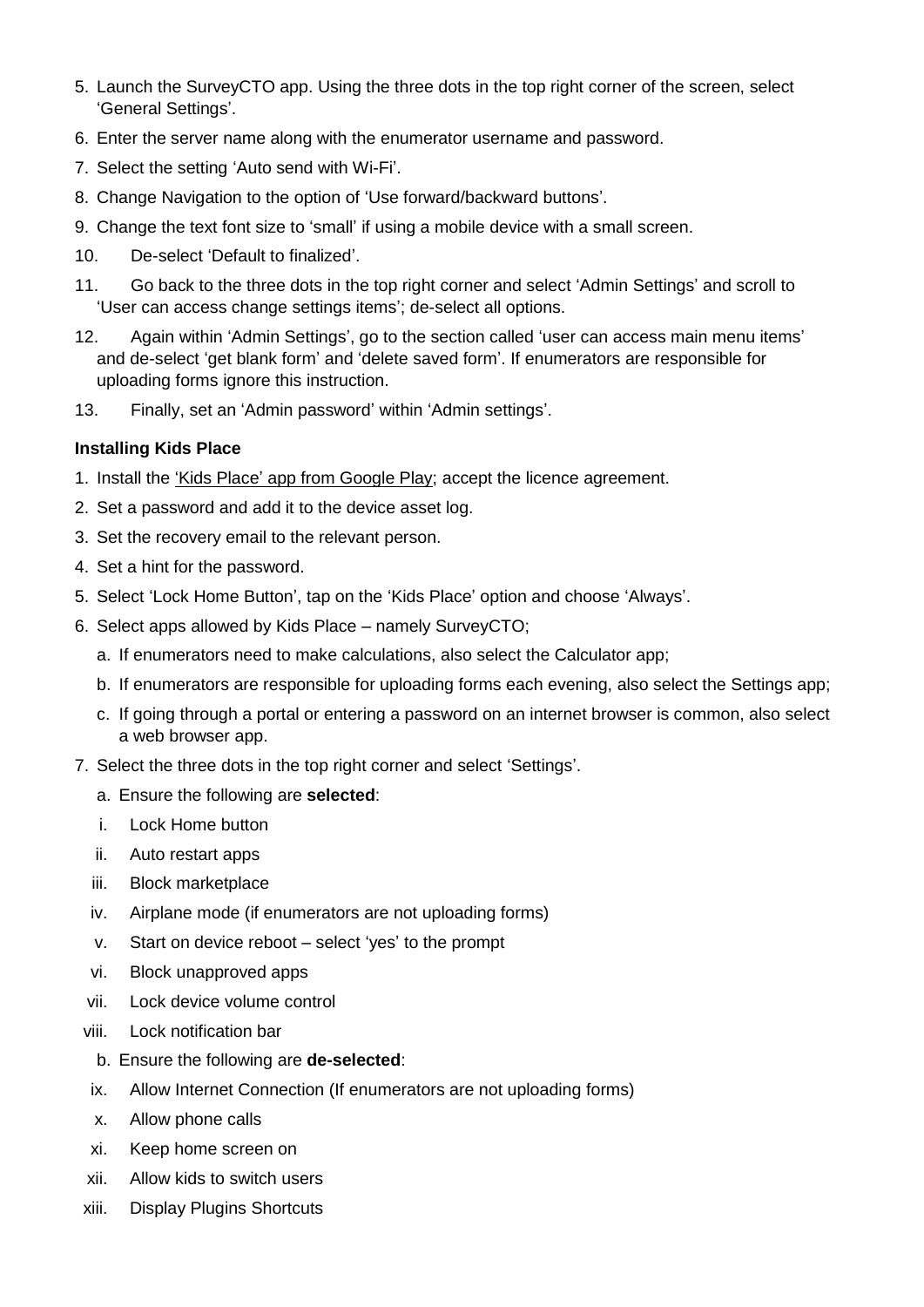5. Launch the SurveyCTO app. Using the three dots in the top right corner of the screen, select ‘General Settings’.
6. Enter the server name along with the enumerator username and password.
7. Select the setting ‘Auto send with Wi-Fi’.
8. Change Navigation to the option of ‘Use forward/backward buttons’.
9. Change the text font size to ‘small’ if using a mobile device with a small screen.
10. De-select ‘Default to finalized’.
11. Go back to the three dots in the top right corner and select ‘Admin Settings’ and scroll to ‘User can access change settings items’; de-select all options.
12. Again within ‘Admin Settings’, go to the section called ‘user can access main menu items’ and de-select ‘get blank form’ and ‘delete saved form’. If enumerators are responsible for uploading forms ignore this instruction.
13. Finally, set an ‘Admin password’ within ‘Admin settings’.

**Installing Kids Place**

1. Install the ‘Kids Place’ app from Google Play; accept the licence agreement.
2. Set a password and add it to the device asset log.
3. Set the recovery email to the relevant person.
4. Set a hint for the password.
5. Select ‘Lock Home Button’, tap on the ‘Kids Place’ option and choose ‘Always’.
6. Select apps allowed by Kids Place – namely SurveyCTO;
   a. If enumerators need to make calculations, also select the Calculator app;
   b. If enumerators are responsible for uploading forms each evening, also select the Settings app;
   c. If going through a portal or entering a password on an internet browser is common, also select a web browser app.
7. Select the three dots in the top right corner and select ‘Settings’.
   a. Ensure the following are **selected**:
      i. Lock Home button
      ii. Auto restart apps
      iii. Block marketplace
      iv. Airplane mode (if enumerators are not uploading forms)
      v. Start on device reboot – select ‘yes’ to the prompt
      vi. Block unapproved apps
      vii. Lock device volume control
      viii. Lock notification bar
   b. Ensure the following are **de-selected**:
      ix. Allow Internet Connection (If enumerators are not uploading forms)
      x. Allow phone calls
      xi. Keep home screen on
      xii. Allow kids to switch users
      xiii. Display Plugins Shortcuts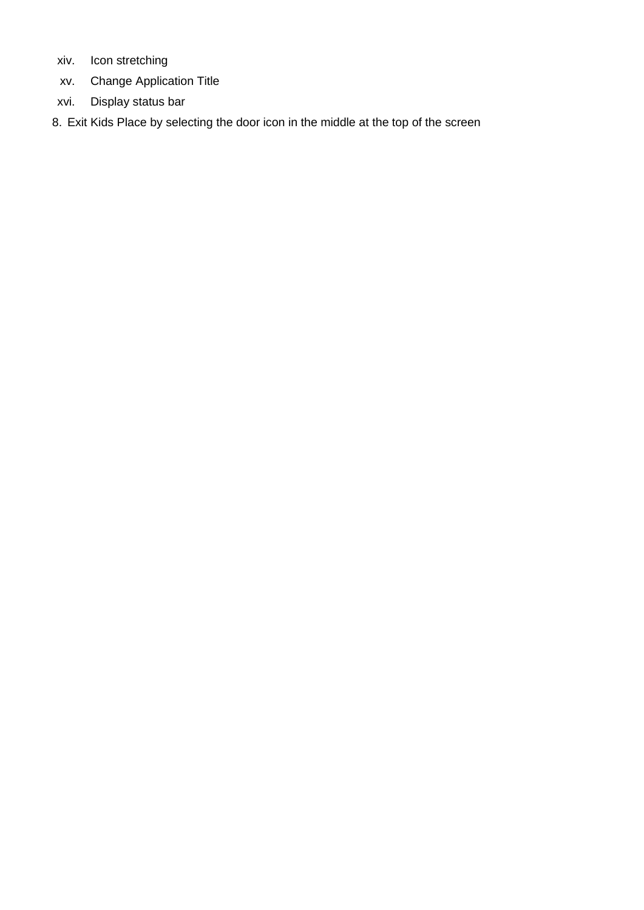xiv. Icon stretching
xv. Change Application Title
xvi. Display status bar

8. Exit Kids Place by selecting the door icon in the middle at the top of the screen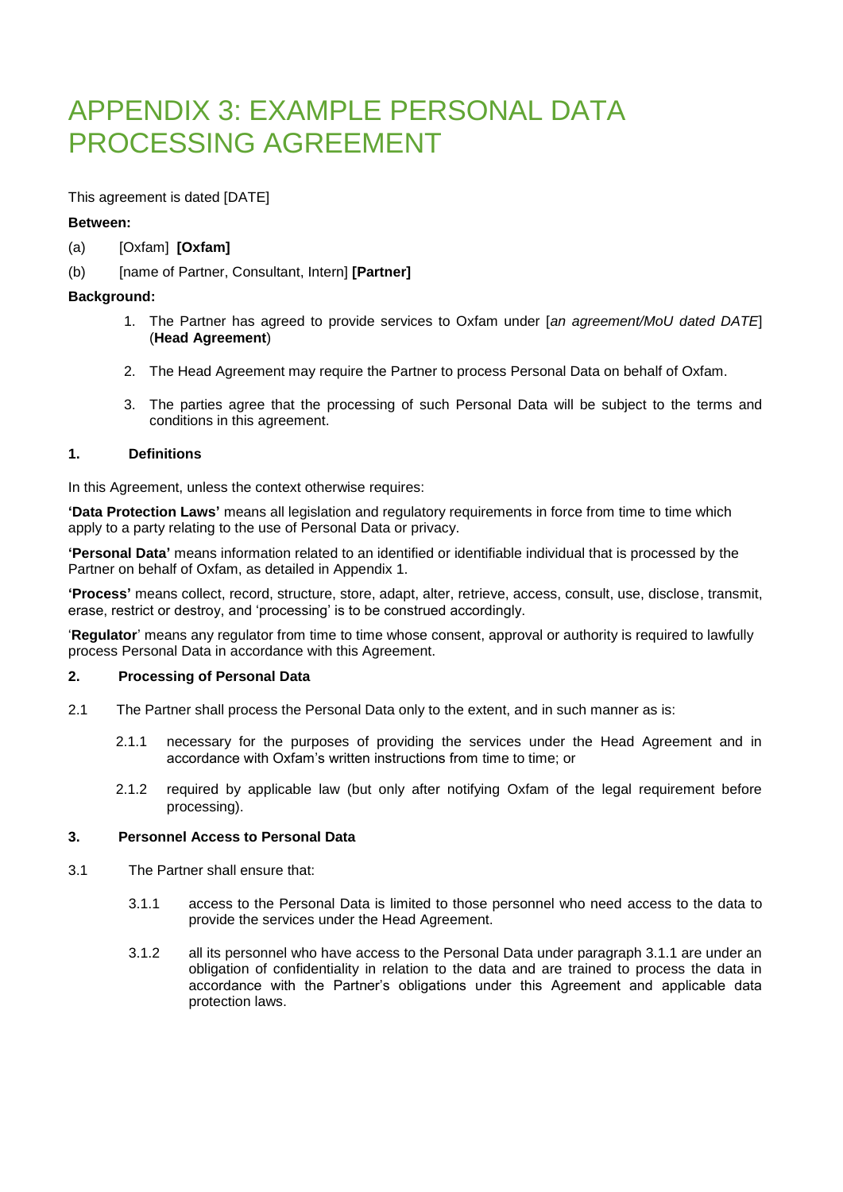# APPENDIX 3: EXAMPLE PERSONAL DATA PROCESSING AGREEMENT

This agreement is dated [DATE]

**Between:**

(a) [Oxfam] **[Oxfam]**

(b) [name of Partner, Consultant, Intern] **[Partner]**

**Background:**

1. The Partner has agreed to provide services to Oxfam under [*an agreement/MoU dated DATE*] (**Head Agreement**)

2. The Head Agreement may require the Partner to process Personal Data on behalf of Oxfam.

3. The parties agree that the processing of such Personal Data will be subject to the terms and conditions in this agreement.

**1. Definitions**

In this Agreement, unless the context otherwise requires:

**'Data Protection Laws'** means all legislation and regulatory requirements in force from time to time which apply to a party relating to the use of Personal Data or privacy.

**'Personal Data'** means information related to an identified or identifiable individual that is processed by the Partner on behalf of Oxfam, as detailed in Appendix 1.

**'Process'** means collect, record, structure, store, adapt, alter, retrieve, access, consult, use, disclose, transmit, erase, restrict or destroy, and 'processing' is to be construed accordingly.

'**Regulator**' means any regulator from time to time whose consent, approval or authority is required to lawfully process Personal Data in accordance with this Agreement.

**2. Processing of Personal Data**

2.1 The Partner shall process the Personal Data only to the extent, and in such manner as is:

2.1.1 necessary for the purposes of providing the services under the Head Agreement and in accordance with Oxfam's written instructions from time to time; or

2.1.2 required by applicable law (but only after notifying Oxfam of the legal requirement before processing).

**3. Personnel Access to Personal Data**

3.1 The Partner shall ensure that:

3.1.1 access to the Personal Data is limited to those personnel who need access to the data to provide the services under the Head Agreement.

3.1.2 all its personnel who have access to the Personal Data under paragraph 3.1.1 are under an obligation of confidentiality in relation to the data and are trained to process the data in accordance with the Partner's obligations under this Agreement and applicable data protection laws.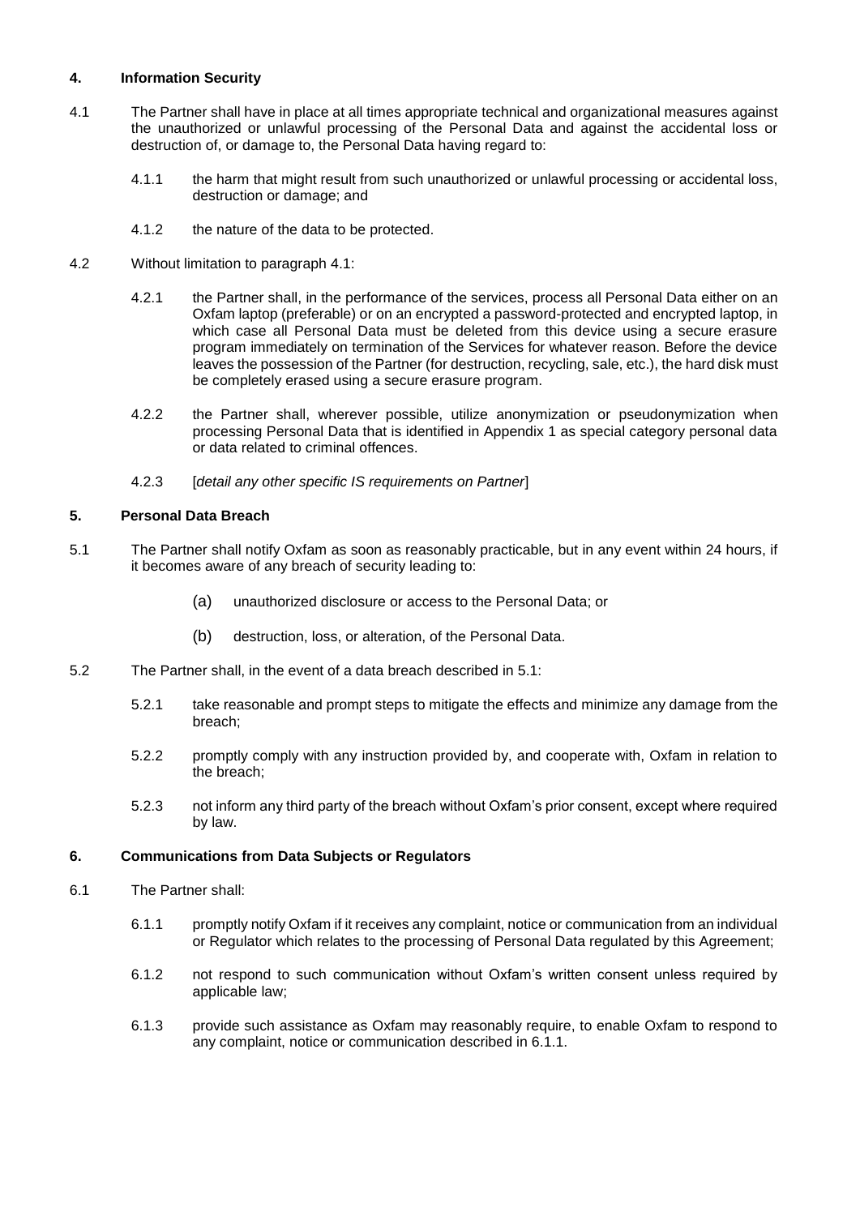## 4. Information Security

4.1 The Partner shall have in place at all times appropriate technical and organizational measures against the unauthorized or unlawful processing of the Personal Data and against the accidental loss or destruction of, or damage to, the Personal Data having regard to:

4.1.1 the harm that might result from such unauthorized or unlawful processing or accidental loss, destruction or damage; and

4.1.2 the nature of the data to be protected.

4.2 Without limitation to paragraph 4.1:

4.2.1 the Partner shall, in the performance of the services, process all Personal Data either on an Oxfam laptop (preferable) or on an encrypted a password-protected and encrypted laptop, in which case all Personal Data must be deleted from this device using a secure erasure program immediately on termination of the Services for whatever reason. Before the device leaves the possession of the Partner (for destruction, recycling, sale, etc.), the hard disk must be completely erased using a secure erasure program.

4.2.2 the Partner shall, wherever possible, utilize anonymization or pseudonymization when processing Personal Data that is identified in Appendix 1 as special category personal data or data related to criminal offences.

4.2.3 [*detail any other specific IS requirements on Partner*]

## 5. Personal Data Breach

5.1 The Partner shall notify Oxfam as soon as reasonably practicable, but in any event within 24 hours, if it becomes aware of any breach of security leading to:

(a) unauthorized disclosure or access to the Personal Data; or

(b) destruction, loss, or alteration, of the Personal Data.

5.2 The Partner shall, in the event of a data breach described in 5.1:

5.2.1 take reasonable and prompt steps to mitigate the effects and minimize any damage from the breach;

5.2.2 promptly comply with any instruction provided by, and cooperate with, Oxfam in relation to the breach;

5.2.3 not inform any third party of the breach without Oxfam's prior consent, except where required by law.

## 6. Communications from Data Subjects or Regulators

6.1 The Partner shall:

6.1.1 promptly notify Oxfam if it receives any complaint, notice or communication from an individual or Regulator which relates to the processing of Personal Data regulated by this Agreement;

6.1.2 not respond to such communication without Oxfam's written consent unless required by applicable law;

6.1.3 provide such assistance as Oxfam may reasonably require, to enable Oxfam to respond to any complaint, notice or communication described in 6.1.1.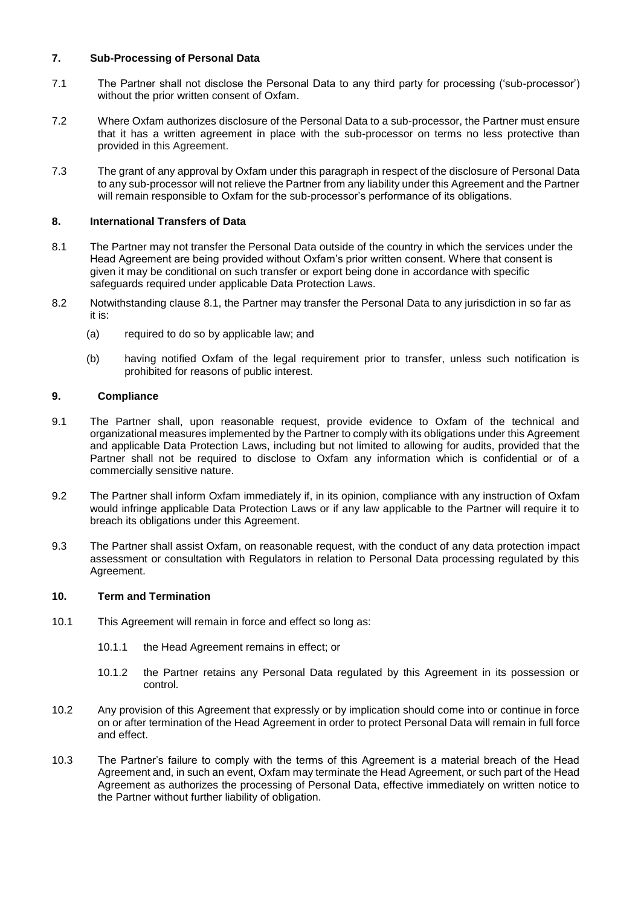## 7. Sub-Processing of Personal Data

7.1 The Partner shall not disclose the Personal Data to any third party for processing ('sub-processor') without the prior written consent of Oxfam.

7.2 Where Oxfam authorizes disclosure of the Personal Data to a sub-processor, the Partner must ensure that it has a written agreement in place with the sub-processor on terms no less protective than provided in this Agreement.

7.3 The grant of any approval by Oxfam under this paragraph in respect of the disclosure of Personal Data to any sub-processor will not relieve the Partner from any liability under this Agreement and the Partner will remain responsible to Oxfam for the sub-processor's performance of its obligations.

## 8. International Transfers of Data

8.1 The Partner may not transfer the Personal Data outside of the country in which the services under the Head Agreement are being provided without Oxfam's prior written consent. Where that consent is given it may be conditional on such transfer or export being done in accordance with specific safeguards required under applicable Data Protection Laws.

8.2 Notwithstanding clause 8.1, the Partner may transfer the Personal Data to any jurisdiction in so far as it is:

(a) required to do so by applicable law; and

(b) having notified Oxfam of the legal requirement prior to transfer, unless such notification is prohibited for reasons of public interest.

## 9. Compliance

9.1 The Partner shall, upon reasonable request, provide evidence to Oxfam of the technical and organizational measures implemented by the Partner to comply with its obligations under this Agreement and applicable Data Protection Laws, including but not limited to allowing for audits, provided that the Partner shall not be required to disclose to Oxfam any information which is confidential or of a commercially sensitive nature.

9.2 The Partner shall inform Oxfam immediately if, in its opinion, compliance with any instruction of Oxfam would infringe applicable Data Protection Laws or if any law applicable to the Partner will require it to breach its obligations under this Agreement.

9.3 The Partner shall assist Oxfam, on reasonable request, with the conduct of any data protection impact assessment or consultation with Regulators in relation to Personal Data processing regulated by this Agreement.

## 10. Term and Termination

10.1 This Agreement will remain in force and effect so long as:

10.1.1 the Head Agreement remains in effect; or

10.1.2 the Partner retains any Personal Data regulated by this Agreement in its possession or control.

10.2 Any provision of this Agreement that expressly or by implication should come into or continue in force on or after termination of the Head Agreement in order to protect Personal Data will remain in full force and effect.

10.3 The Partner's failure to comply with the terms of this Agreement is a material breach of the Head Agreement and, in such an event, Oxfam may terminate the Head Agreement, or such part of the Head Agreement as authorizes the processing of Personal Data, effective immediately on written notice to the Partner without further liability of obligation.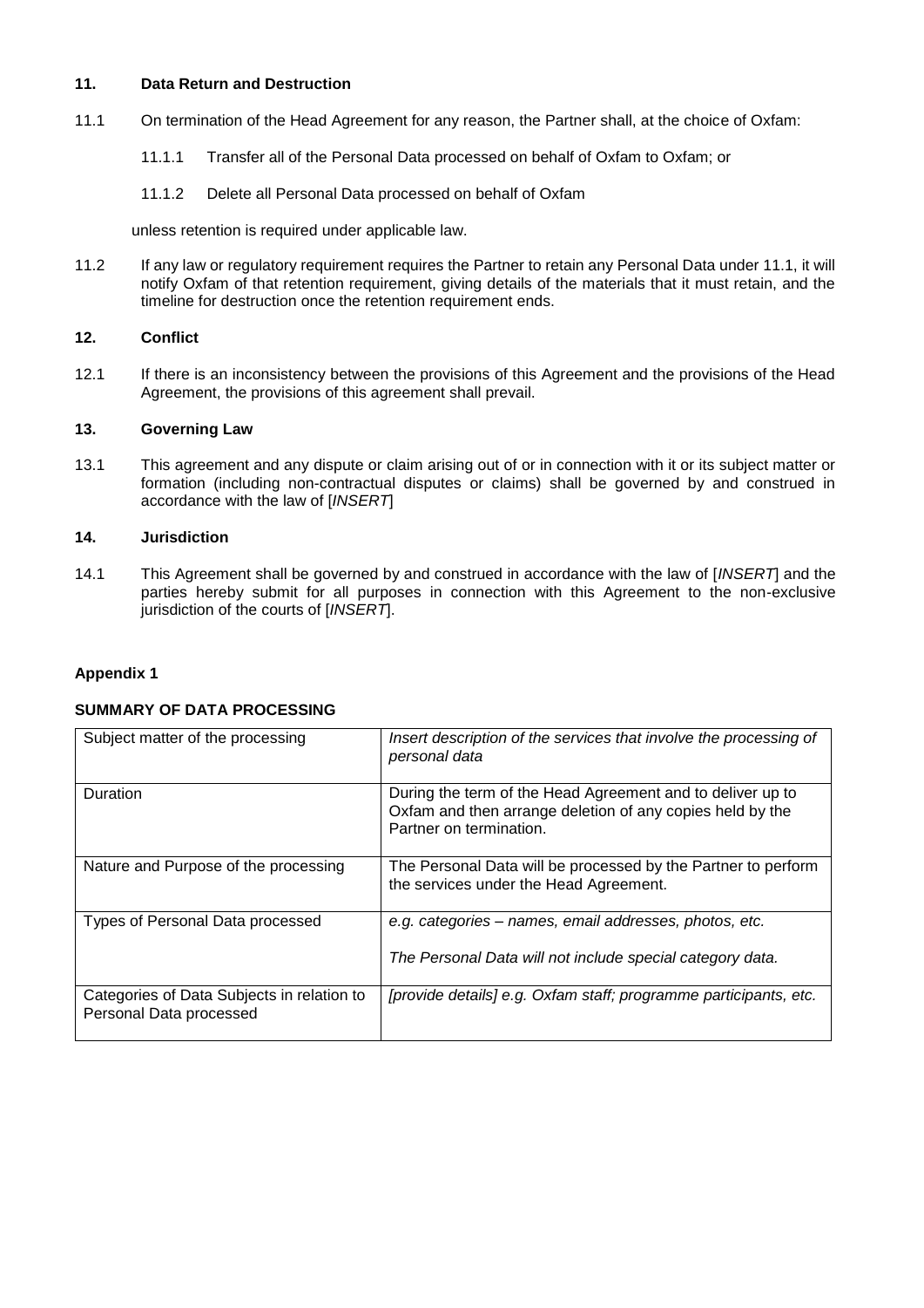## 11. Data Return and Destruction

11.1 On termination of the Head Agreement for any reason, the Partner shall, at the choice of Oxfam:

11.1.1 Transfer all of the Personal Data processed on behalf of Oxfam to Oxfam; or

11.1.2 Delete all Personal Data processed on behalf of Oxfam

unless retention is required under applicable law.

11.2 If any law or regulatory requirement requires the Partner to retain any Personal Data under 11.1, it will notify Oxfam of that retention requirement, giving details of the materials that it must retain, and the timeline for destruction once the retention requirement ends.

## 12. Conflict

12.1 If there is an inconsistency between the provisions of this Agreement and the provisions of the Head Agreement, the provisions of this agreement shall prevail.

## 13. Governing Law

13.1 This agreement and any dispute or claim arising out of or in connection with it or its subject matter or formation (including non-contractual disputes or claims) shall be governed by and construed in accordance with the law of [*INSERT*]

## 14. Jurisdiction

14.1 This Agreement shall be governed by and construed in accordance with the law of [*INSERT*] and the parties hereby submit for all purposes in connection with this Agreement to the non-exclusive jurisdiction of the courts of [*INSERT*].

## Appendix 1

### SUMMARY OF DATA PROCESSING

| | |
|---|---|
| Subject matter of the processing | *Insert description of the services that involve the processing of personal data* |
| Duration | During the term of the Head Agreement and to deliver up to Oxfam and then arrange deletion of any copies held by the Partner on termination. |
| Nature and Purpose of the processing | The Personal Data will be processed by the Partner to perform the services under the Head Agreement. |
| Types of Personal Data processed | *e.g. categories – names, email addresses, photos, etc.*<br><br>*The Personal Data will not include special category data.* |
| Categories of Data Subjects in relation to Personal Data processed | *[provide details] e.g. Oxfam staff; programme participants, etc.* |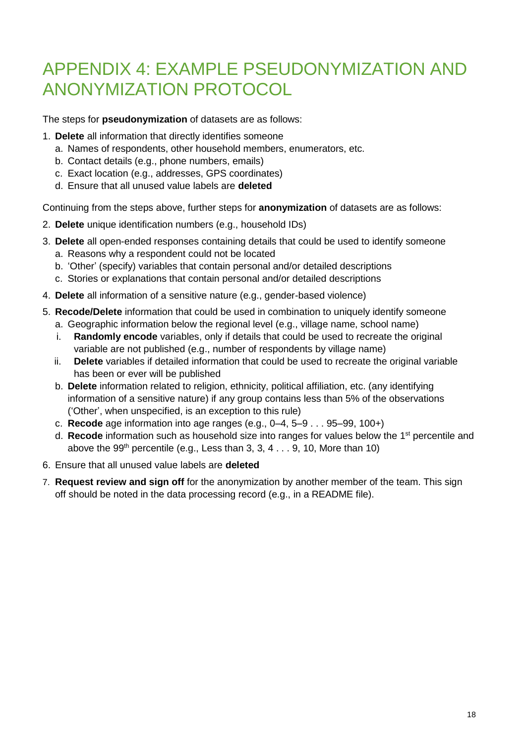# APPENDIX 4: EXAMPLE PSEUDONYMIZATION AND ANONYMIZATION PROTOCOL

The steps for **pseudonymization** of datasets are as follows:

1. **Delete** all information that directly identifies someone
   a. Names of respondents, other household members, enumerators, etc.
   b. Contact details (e.g., phone numbers, emails)
   c. Exact location (e.g., addresses, GPS coordinates)
   d. Ensure that all unused value labels are **deleted**

Continuing from the steps above, further steps for **anonymization** of datasets are as follows:

2. **Delete** unique identification numbers (e.g., household IDs)
3. **Delete** all open-ended responses containing details that could be used to identify someone
   a. Reasons why a respondent could not be located
   b. 'Other' (specify) variables that contain personal and/or detailed descriptions
   c. Stories or explanations that contain personal and/or detailed descriptions
4. **Delete** all information of a sensitive nature (e.g., gender-based violence)
5. **Recode/Delete** information that could be used in combination to uniquely identify someone
   a. Geographic information below the regional level (e.g., village name, school name)
      i. **Randomly encode** variables, only if details that could be used to recreate the original variable are not published (e.g., number of respondents by village name)
      ii. **Delete** variables if detailed information that could be used to recreate the original variable has been or ever will be published
   b. **Delete** information related to religion, ethnicity, political affiliation, etc. (any identifying information of a sensitive nature) if any group contains less than 5% of the observations ('Other', when unspecified, is an exception to this rule)
   c. **Recode** age information into age ranges (e.g., 0–4, 5–9 . . . 95–99, 100+)
   d. **Recode** information such as household size into ranges for values below the 1st percentile and above the 99th percentile (e.g., Less than 3, 3, 4 . . . 9, 10, More than 10)
6. Ensure that all unused value labels are **deleted**
7. **Request review and sign off** for the anonymization by another member of the team. This sign off should be noted in the data processing record (e.g., in a README file).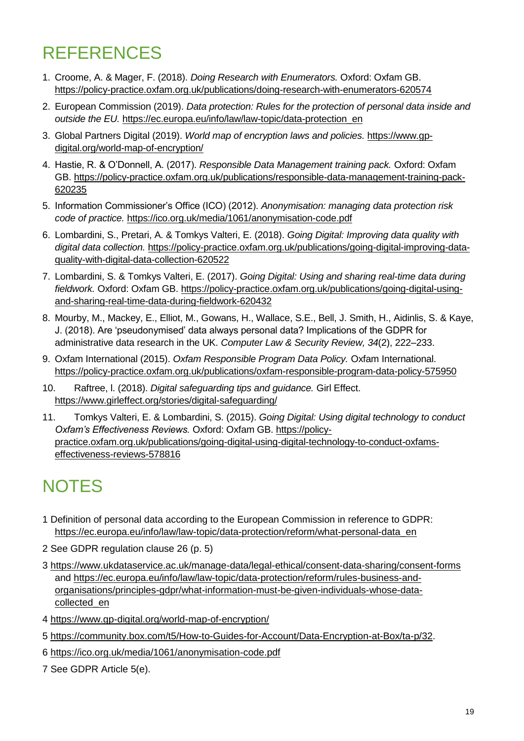# REFERENCES

1. Croome, A. & Mager, F. (2018). *Doing Research with Enumerators.* Oxford: Oxfam GB. https://policy-practice.oxfam.org.uk/publications/doing-research-with-enumerators-620574
2. European Commission (2019). *Data protection: Rules for the protection of personal data inside and outside the EU.* https://ec.europa.eu/info/law/law-topic/data-protection_en
3. Global Partners Digital (2019). *World map of encryption laws and policies.* https://www.gp-digital.org/world-map-of-encryption/
4. Hastie, R. & O'Donnell, A. (2017). *Responsible Data Management training pack.* Oxford: Oxfam GB. https://policy-practice.oxfam.org.uk/publications/responsible-data-management-training-pack-620235
5. Information Commissioner's Office (ICO) (2012). *Anonymisation: managing data protection risk code of practice.* https://ico.org.uk/media/1061/anonymisation-code.pdf
6. Lombardini, S., Pretari, A. & Tomkys Valteri, E. (2018). *Going Digital: Improving data quality with digital data collection.* https://policy-practice.oxfam.org.uk/publications/going-digital-improving-data-quality-with-digital-data-collection-620522
7. Lombardini, S. & Tomkys Valteri, E. (2017). *Going Digital: Using and sharing real-time data during fieldwork.* Oxford: Oxfam GB. https://policy-practice.oxfam.org.uk/publications/going-digital-using-and-sharing-real-time-data-during-fieldwork-620432
8. Mourby, M., Mackey, E., Elliot, M., Gowans, H., Wallace, S.E., Bell, J. Smith, H., Aidinlis, S. & Kaye, J. (2018). Are 'pseudonymised' data always personal data? Implications of the GDPR for administrative data research in the UK. *Computer Law & Security Review, 34*(2), 222–233.
9. Oxfam International (2015). *Oxfam Responsible Program Data Policy.* Oxfam International. https://policy-practice.oxfam.org.uk/publications/oxfam-responsible-program-data-policy-575950
10. Raftree, l. (2018). *Digital safeguarding tips and guidance.* Girl Effect. https://www.girleffect.org/stories/digital-safeguarding/
11. Tomkys Valteri, E. & Lombardini, S. (2015). *Going Digital: Using digital technology to conduct Oxfam's Effectiveness Reviews.* Oxford: Oxfam GB. https://policy-practice.oxfam.org.uk/publications/going-digital-using-digital-technology-to-conduct-oxfams-effectiveness-reviews-578816

# NOTES

1 Definition of personal data according to the European Commission in reference to GDPR: https://ec.europa.eu/info/law/law-topic/data-protection/reform/what-personal-data_en

2 See GDPR regulation clause 26 (p. 5)

3 https://www.ukdataservice.ac.uk/manage-data/legal-ethical/consent-data-sharing/consent-forms and https://ec.europa.eu/info/law/law-topic/data-protection/reform/rules-business-and-organisations/principles-gdpr/what-information-must-be-given-individuals-whose-data-collected_en

4 https://www.gp-digital.org/world-map-of-encryption/

5 https://community.box.com/t5/How-to-Guides-for-Account/Data-Encryption-at-Box/ta-p/32.

6 https://ico.org.uk/media/1061/anonymisation-code.pdf

7 See GDPR Article 5(e).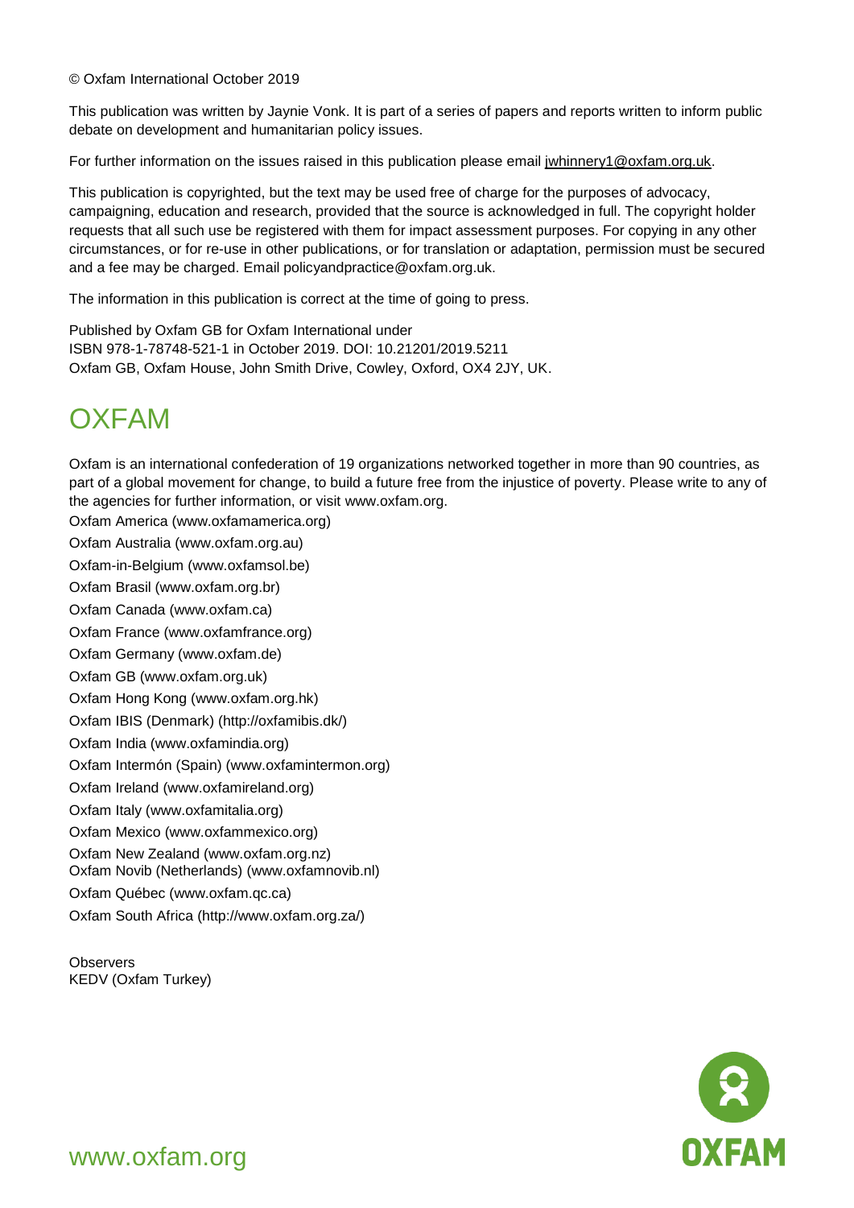© Oxfam International October 2019

This publication was written by Jaynie Vonk. It is part of a series of papers and reports written to inform public debate on development and humanitarian policy issues.

For further information on the issues raised in this publication please email jwhinnery1@oxfam.org.uk.

This publication is copyrighted, but the text may be used free of charge for the purposes of advocacy, campaigning, education and research, provided that the source is acknowledged in full. The copyright holder requests that all such use be registered with them for impact assessment purposes. For copying in any other circumstances, or for re-use in other publications, or for translation or adaptation, permission must be secured and a fee may be charged. Email policyandpractice@oxfam.org.uk.

The information in this publication is correct at the time of going to press.

Published by Oxfam GB for Oxfam International under
ISBN 978-1-78748-521-1 in October 2019. DOI: 10.21201/2019.5211
Oxfam GB, Oxfam House, John Smith Drive, Cowley, Oxford, OX4 2JY, UK.

# OXFAM

Oxfam is an international confederation of 19 organizations networked together in more than 90 countries, as part of a global movement for change, to build a future free from the injustice of poverty. Please write to any of the agencies for further information, or visit www.oxfam.org.

Oxfam America (www.oxfamamerica.org)
Oxfam Australia (www.oxfam.org.au)
Oxfam-in-Belgium (www.oxfamsol.be)
Oxfam Brasil (www.oxfam.org.br)
Oxfam Canada (www.oxfam.ca)
Oxfam France (www.oxfamfrance.org)
Oxfam Germany (www.oxfam.de)
Oxfam GB (www.oxfam.org.uk)
Oxfam Hong Kong (www.oxfam.org.hk)
Oxfam IBIS (Denmark) (http://oxfamibis.dk/)
Oxfam India (www.oxfamindia.org)
Oxfam Intermón (Spain) (www.oxfamintermon.org)
Oxfam Ireland (www.oxfamireland.org)
Oxfam Italy (www.oxfamitalia.org)
Oxfam Mexico (www.oxfammexico.org)
Oxfam New Zealand (www.oxfam.org.nz)
Oxfam Novib (Netherlands) (www.oxfamnovib.nl)
Oxfam Québec (www.oxfam.qc.ca)
Oxfam South Africa (http://www.oxfam.org.za/)

Observers
KEDV (Oxfam Turkey)

www.oxfam.org